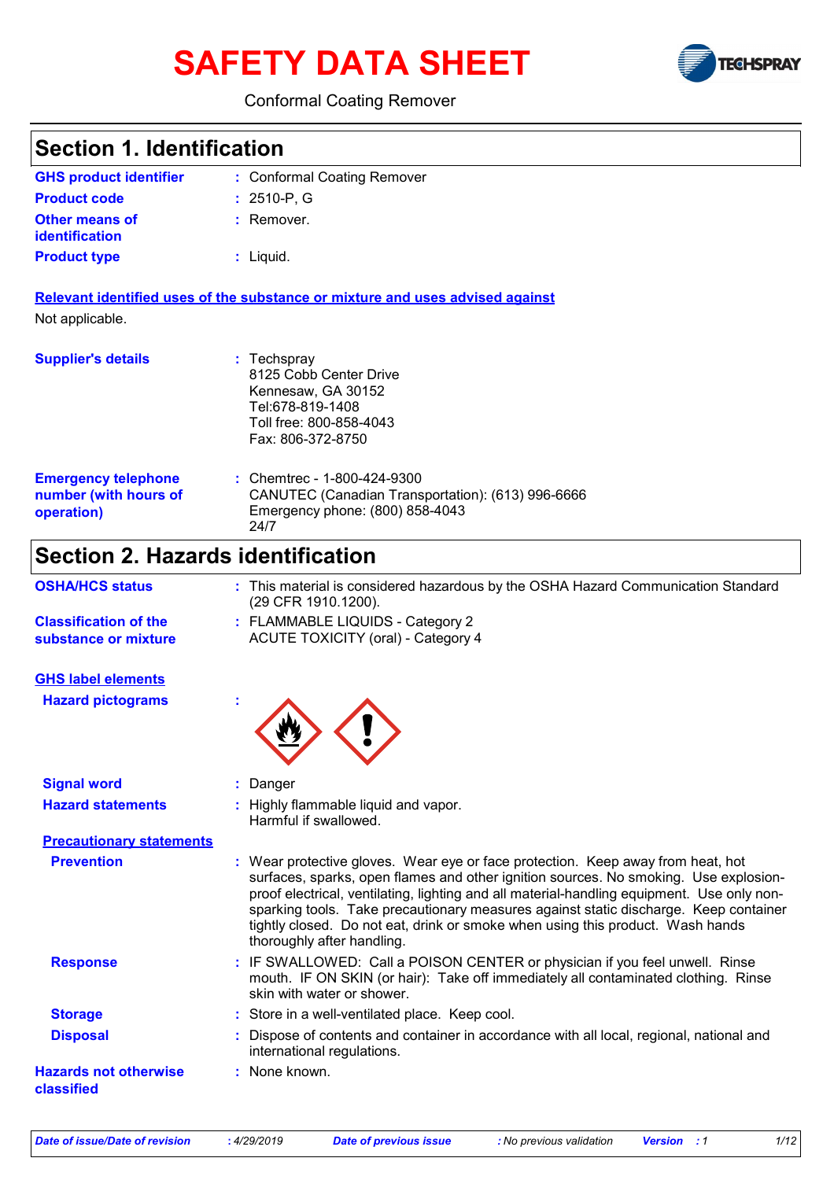# SAFETY DATA SHEET

Conformal Coating Remover

## Section 1. Identification

| | | |
|---|---|---|
| **GHS product identifier** | : | Conformal Coating Remover |
| **Product code** | : | 2510-P, G |
| **Other means of identification** | : | Remover. |
| **Product type** | : | Liquid. |

**Relevant identified uses of the substance or mixture and uses advised against**

Not applicable.

| | | |
|---|---|---|
| **Supplier's details** | : | Techspray<br>8125 Cobb Center Drive<br>Kennesaw, GA 30152<br>Tel:678-819-1408<br>Toll free: 800-858-4043<br>Fax: 806-372-8750 |
| **Emergency telephone number (with hours of operation)** | : | Chemtrec - 1-800-424-9300<br>CANUTEC (Canadian Transportation): (613) 996-6666<br>Emergency phone: (800) 858-4043<br>24/7 |

## Section 2. Hazards identification

| | | |
|---|---|---|
| **OSHA/HCS status** | : | This material is considered hazardous by the OSHA Hazard Communication Standard (29 CFR 1910.1200). |
| **Classification of the substance or mixture** | : | FLAMMABLE LIQUIDS - Category 2<br>ACUTE TOXICITY (oral) - Category 4 |

**GHS label elements**

| | | |
|---|---|---|
| **Hazard pictograms** | : | |
| **Signal word** | : | Danger |
| **Hazard statements** | : | Highly flammable liquid and vapor.<br>Harmful if swallowed. |

**Precautionary statements**

| | | |
|---|---|---|
| **Prevention** | : | Wear protective gloves. Wear eye or face protection. Keep away from heat, hot surfaces, sparks, open flames and other ignition sources. No smoking. Use explosion-proof electrical, ventilating, lighting and all material-handling equipment. Use only non-sparking tools. Take precautionary measures against static discharge. Keep container tightly closed. Do not eat, drink or smoke when using this product. Wash hands thoroughly after handling. |
| **Response** | : | IF SWALLOWED: Call a POISON CENTER or physician if you feel unwell. Rinse mouth. IF ON SKIN (or hair): Take off immediately all contaminated clothing. Rinse skin with water or shower. |
| **Storage** | : | Store in a well-ventilated place. Keep cool. |
| **Disposal** | : | Dispose of contents and container in accordance with all local, regional, national and international regulations. |
| **Hazards not otherwise classified** | : | None known. |

| Date of issue/Date of revision | : 4/29/2019 | Date of previous issue | : No previous validation | Version | : 1 |
|---|---|---|---|---|---|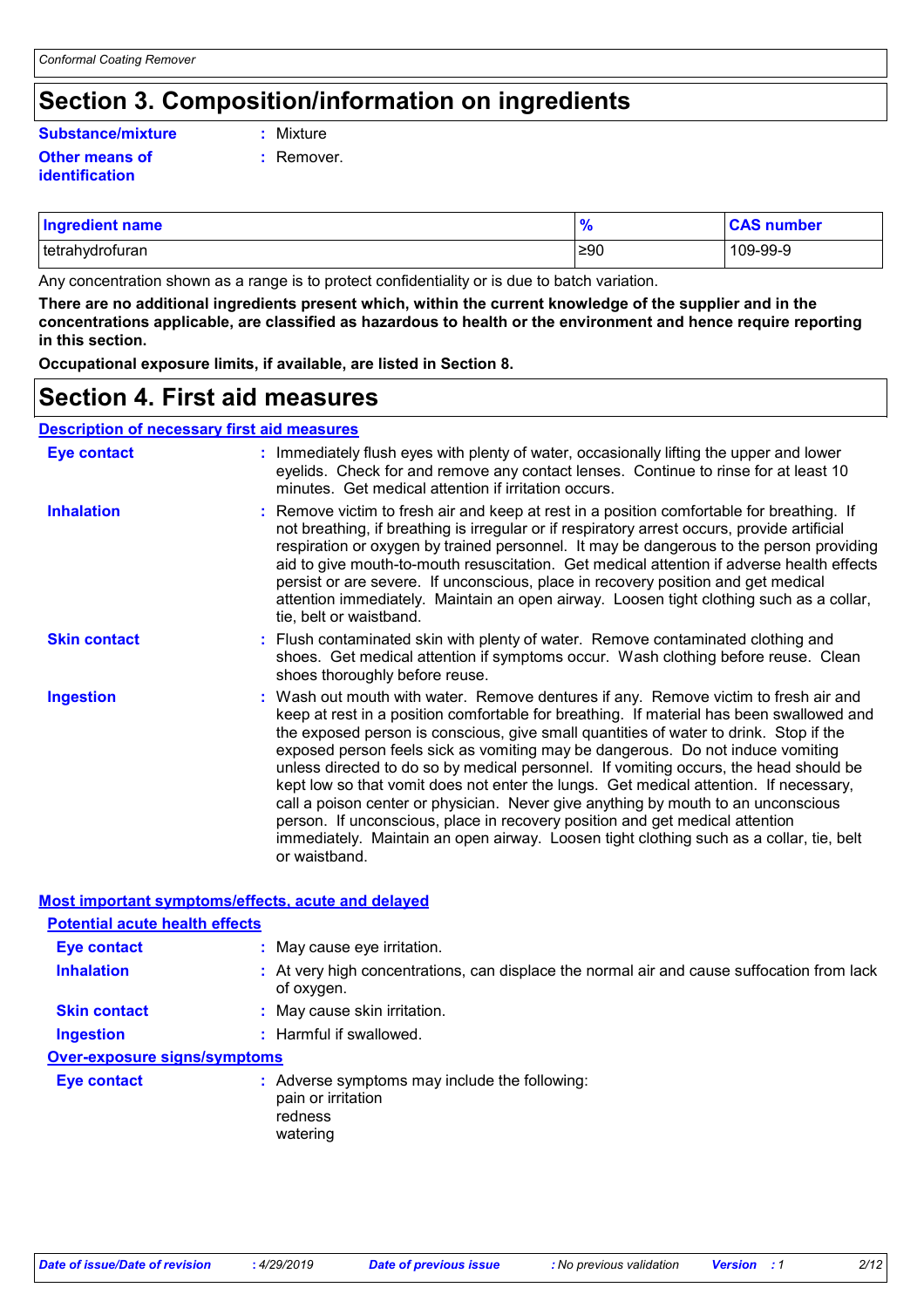# Section 3. Composition/information on ingredients

**Substance/mixture** : Mixture

**Other means of identification** : Remover.

| Ingredient name | % | CAS number |
|---|---|---|
| tetrahydrofuran | ≥90 | 109-99-9 |

Any concentration shown as a range is to protect confidentiality or is due to batch variation.

**There are no additional ingredients present which, within the current knowledge of the supplier and in the concentrations applicable, are classified as hazardous to health or the environment and hence require reporting in this section.**

**Occupational exposure limits, if available, are listed in Section 8.**

# Section 4. First aid measures

## Description of necessary first aid measures

**Eye contact** : Immediately flush eyes with plenty of water, occasionally lifting the upper and lower eyelids. Check for and remove any contact lenses. Continue to rinse for at least 10 minutes. Get medical attention if irritation occurs.

**Inhalation** : Remove victim to fresh air and keep at rest in a position comfortable for breathing. If not breathing, if breathing is irregular or if respiratory arrest occurs, provide artificial respiration or oxygen by trained personnel. It may be dangerous to the person providing aid to give mouth-to-mouth resuscitation. Get medical attention if adverse health effects persist or are severe. If unconscious, place in recovery position and get medical attention immediately. Maintain an open airway. Loosen tight clothing such as a collar, tie, belt or waistband.

**Skin contact** : Flush contaminated skin with plenty of water. Remove contaminated clothing and shoes. Get medical attention if symptoms occur. Wash clothing before reuse. Clean shoes thoroughly before reuse.

**Ingestion** : Wash out mouth with water. Remove dentures if any. Remove victim to fresh air and keep at rest in a position comfortable for breathing. If material has been swallowed and the exposed person is conscious, give small quantities of water to drink. Stop if the exposed person feels sick as vomiting may be dangerous. Do not induce vomiting unless directed to do so by medical personnel. If vomiting occurs, the head should be kept low so that vomit does not enter the lungs. Get medical attention. If necessary, call a poison center or physician. Never give anything by mouth to an unconscious person. If unconscious, place in recovery position and get medical attention immediately. Maintain an open airway. Loosen tight clothing such as a collar, tie, belt or waistband.

## Most important symptoms/effects, acute and delayed

### Potential acute health effects

**Eye contact** : May cause eye irritation.

**Inhalation** : At very high concentrations, can displace the normal air and cause suffocation from lack of oxygen.

**Skin contact** : May cause skin irritation.

**Ingestion** : Harmful if swallowed.

### Over-exposure signs/symptoms

**Eye contact** : Adverse symptoms may include the following:
pain or irritation
redness
watering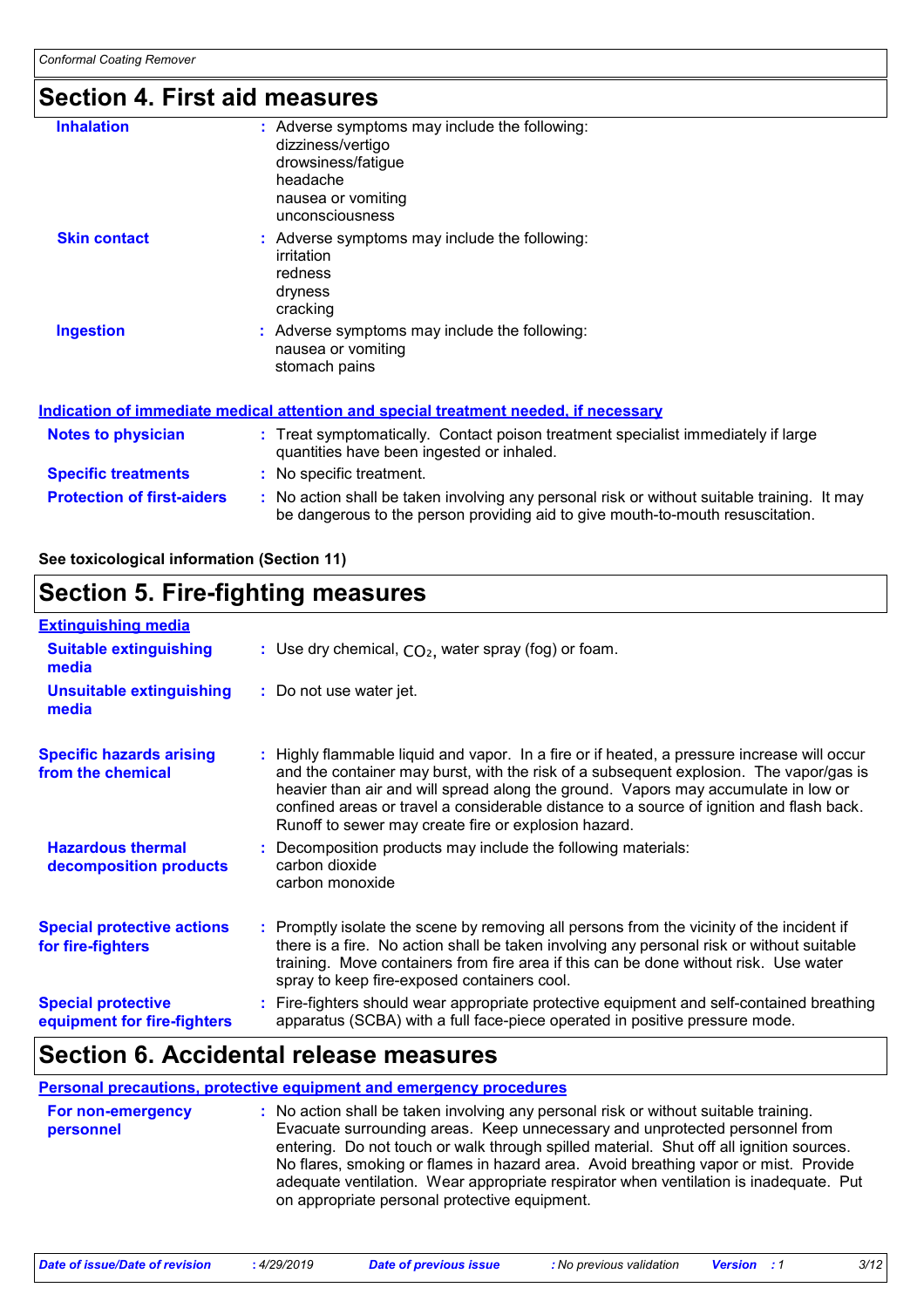## Section 4. First aid measures

**Inhalation** : Adverse symptoms may include the following:
dizziness/vertigo
drowsiness/fatigue
headache
nausea or vomiting
unconsciousness

**Skin contact** : Adverse symptoms may include the following:
irritation
redness
dryness
cracking

**Ingestion** : Adverse symptoms may include the following:
nausea or vomiting
stomach pains

### Indication of immediate medical attention and special treatment needed, if necessary

**Notes to physician** : Treat symptomatically. Contact poison treatment specialist immediately if large quantities have been ingested or inhaled.

**Specific treatments** : No specific treatment.

**Protection of first-aiders** : No action shall be taken involving any personal risk or without suitable training. It may be dangerous to the person providing aid to give mouth-to-mouth resuscitation.

**See toxicological information (Section 11)**

## Section 5. Fire-fighting measures

### Extinguishing media

**Suitable extinguishing media** : Use dry chemical, $CO_2$, water spray (fog) or foam.

**Unsuitable extinguishing media** : Do not use water jet.

**Specific hazards arising from the chemical** : Highly flammable liquid and vapor. In a fire or if heated, a pressure increase will occur and the container may burst, with the risk of a subsequent explosion. The vapor/gas is heavier than air and will spread along the ground. Vapors may accumulate in low or confined areas or travel a considerable distance to a source of ignition and flash back. Runoff to sewer may create fire or explosion hazard.

**Hazardous thermal decomposition products** : Decomposition products may include the following materials:
carbon dioxide
carbon monoxide

**Special protective actions for fire-fighters** : Promptly isolate the scene by removing all persons from the vicinity of the incident if there is a fire. No action shall be taken involving any personal risk or without suitable training. Move containers from fire area if this can be done without risk. Use water spray to keep fire-exposed containers cool.

**Special protective equipment for fire-fighters** : Fire-fighters should wear appropriate protective equipment and self-contained breathing apparatus (SCBA) with a full face-piece operated in positive pressure mode.

## Section 6. Accidental release measures

### Personal precautions, protective equipment and emergency procedures

**For non-emergency personnel** : No action shall be taken involving any personal risk or without suitable training. Evacuate surrounding areas. Keep unnecessary and unprotected personnel from entering. Do not touch or walk through spilled material. Shut off all ignition sources. No flares, smoking or flames in hazard area. Avoid breathing vapor or mist. Provide adequate ventilation. Wear appropriate respirator when ventilation is inadequate. Put on appropriate personal protective equipment.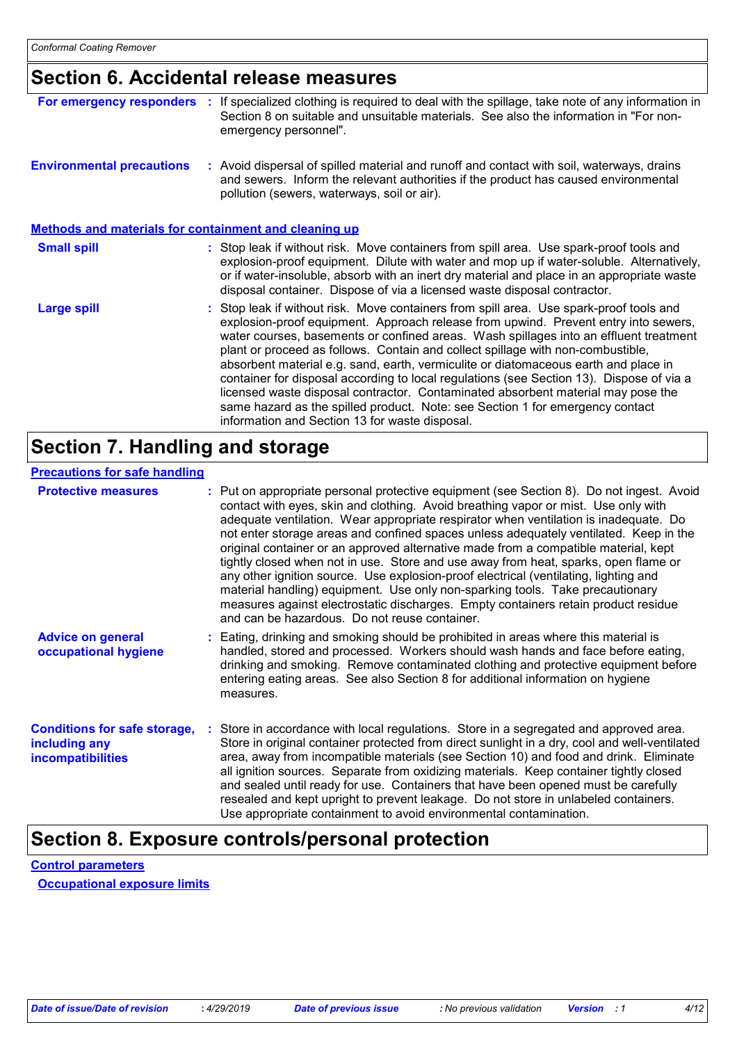## Section 6. Accidental release measures

**For emergency responders** : If specialized clothing is required to deal with the spillage, take note of any information in Section 8 on suitable and unsuitable materials. See also the information in "For non-emergency personnel".

**Environmental precautions** : Avoid dispersal of spilled material and runoff and contact with soil, waterways, drains and sewers. Inform the relevant authorities if the product has caused environmental pollution (sewers, waterways, soil or air).

### Methods and materials for containment and cleaning up

**Small spill** : Stop leak if without risk. Move containers from spill area. Use spark-proof tools and explosion-proof equipment. Dilute with water and mop up if water-soluble. Alternatively, or if water-insoluble, absorb with an inert dry material and place in an appropriate waste disposal container. Dispose of via a licensed waste disposal contractor.

**Large spill** : Stop leak if without risk. Move containers from spill area. Use spark-proof tools and explosion-proof equipment. Approach release from upwind. Prevent entry into sewers, water courses, basements or confined areas. Wash spillages into an effluent treatment plant or proceed as follows. Contain and collect spillage with non-combustible, absorbent material e.g. sand, earth, vermiculite or diatomaceous earth and place in container for disposal according to local regulations (see Section 13). Dispose of via a licensed waste disposal contractor. Contaminated absorbent material may pose the same hazard as the spilled product. Note: see Section 1 for emergency contact information and Section 13 for waste disposal.

## Section 7. Handling and storage

### Precautions for safe handling

**Protective measures** : Put on appropriate personal protective equipment (see Section 8). Do not ingest. Avoid contact with eyes, skin and clothing. Avoid breathing vapor or mist. Use only with adequate ventilation. Wear appropriate respirator when ventilation is inadequate. Do not enter storage areas and confined spaces unless adequately ventilated. Keep in the original container or an approved alternative made from a compatible material, kept tightly closed when not in use. Store and use away from heat, sparks, open flame or any other ignition source. Use explosion-proof electrical (ventilating, lighting and material handling) equipment. Use only non-sparking tools. Take precautionary measures against electrostatic discharges. Empty containers retain product residue and can be hazardous. Do not reuse container.

**Advice on general occupational hygiene** : Eating, drinking and smoking should be prohibited in areas where this material is handled, stored and processed. Workers should wash hands and face before eating, drinking and smoking. Remove contaminated clothing and protective equipment before entering eating areas. See also Section 8 for additional information on hygiene measures.

**Conditions for safe storage, including any incompatibilities** : Store in accordance with local regulations. Store in a segregated and approved area. Store in original container protected from direct sunlight in a dry, cool and well-ventilated area, away from incompatible materials (see Section 10) and food and drink. Eliminate all ignition sources. Separate from oxidizing materials. Keep container tightly closed and sealed until ready for use. Containers that have been opened must be carefully resealed and kept upright to prevent leakage. Do not store in unlabeled containers. Use appropriate containment to avoid environmental contamination.

## Section 8. Exposure controls/personal protection

### Control parameters

#### Occupational exposure limits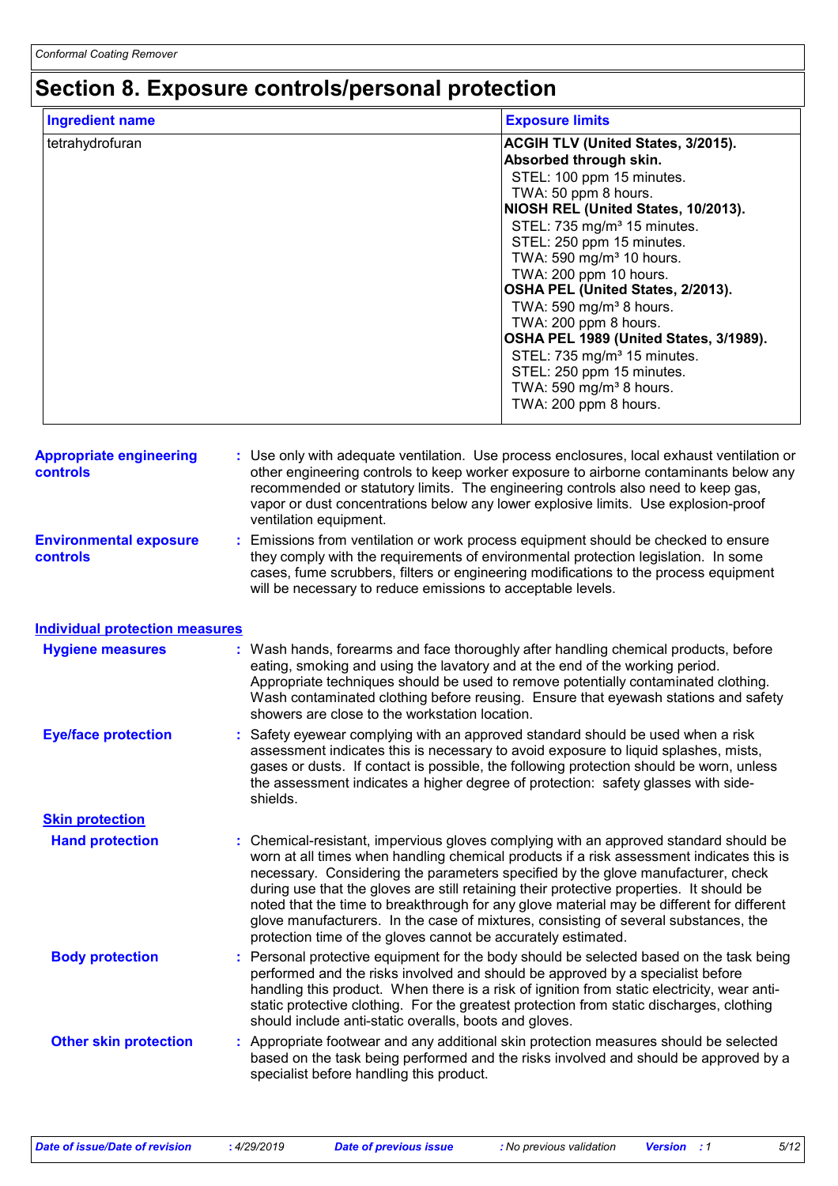# Section 8. Exposure controls/personal protection

| Ingredient name | Exposure limits |
|---|---|
| tetrahydrofuran | **ACGIH TLV (United States, 3/2015). Absorbed through skin.**<br>STEL: 100 ppm 15 minutes.<br>TWA: 50 ppm 8 hours.<br>**NIOSH REL (United States, 10/2013).**<br>STEL: 735 mg/m³ 15 minutes.<br>STEL: 250 ppm 15 minutes.<br>TWA: 590 mg/m³ 10 hours.<br>TWA: 200 ppm 10 hours.<br>**OSHA PEL (United States, 2/2013).**<br>TWA: 590 mg/m³ 8 hours.<br>TWA: 200 ppm 8 hours.<br>**OSHA PEL 1989 (United States, 3/1989).**<br>STEL: 735 mg/m³ 15 minutes.<br>STEL: 250 ppm 15 minutes.<br>TWA: 590 mg/m³ 8 hours.<br>TWA: 200 ppm 8 hours. |

**Appropriate engineering controls** : Use only with adequate ventilation. Use process enclosures, local exhaust ventilation or other engineering controls to keep worker exposure to airborne contaminants below any recommended or statutory limits. The engineering controls also need to keep gas, vapor or dust concentrations below any lower explosive limits. Use explosion-proof ventilation equipment.

**Environmental exposure controls** : Emissions from ventilation or work process equipment should be checked to ensure they comply with the requirements of environmental protection legislation. In some cases, fume scrubbers, filters or engineering modifications to the process equipment will be necessary to reduce emissions to acceptable levels.

## Individual protection measures

**Hygiene measures** : Wash hands, forearms and face thoroughly after handling chemical products, before eating, smoking and using the lavatory and at the end of the working period. Appropriate techniques should be used to remove potentially contaminated clothing. Wash contaminated clothing before reusing. Ensure that eyewash stations and safety showers are close to the workstation location.

**Eye/face protection** : Safety eyewear complying with an approved standard should be used when a risk assessment indicates this is necessary to avoid exposure to liquid splashes, mists, gases or dusts. If contact is possible, the following protection should be worn, unless the assessment indicates a higher degree of protection: safety glasses with side-shields.

### Skin protection

**Hand protection** : Chemical-resistant, impervious gloves complying with an approved standard should be worn at all times when handling chemical products if a risk assessment indicates this is necessary. Considering the parameters specified by the glove manufacturer, check during use that the gloves are still retaining their protective properties. It should be noted that the time to breakthrough for any glove material may be different for different glove manufacturers. In the case of mixtures, consisting of several substances, the protection time of the gloves cannot be accurately estimated.

**Body protection** : Personal protective equipment for the body should be selected based on the task being performed and the risks involved and should be approved by a specialist before handling this product. When there is a risk of ignition from static electricity, wear anti-static protective clothing. For the greatest protection from static discharges, clothing should include anti-static overalls, boots and gloves.

**Other skin protection** : Appropriate footwear and any additional skin protection measures should be selected based on the task being performed and the risks involved and should be approved by a specialist before handling this product.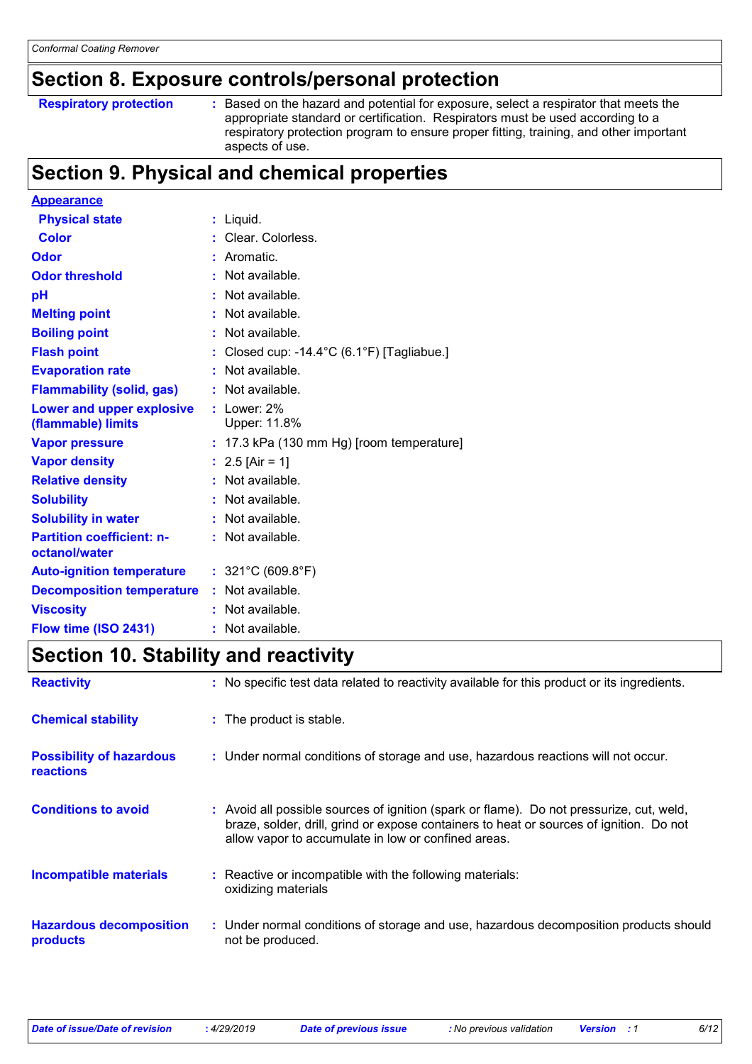## Section 8. Exposure controls/personal protection

| | | |
|---|---|---|
| **Respiratory protection** | : | Based on the hazard and potential for exposure, select a respirator that meets the appropriate standard or certification. Respirators must be used according to a respiratory protection program to ensure proper fitting, training, and other important aspects of use. |

## Section 9. Physical and chemical properties

| | | |
|---|---|---|
| **Appearance** | | |
| **Physical state** | : | Liquid. |
| **Color** | : | Clear. Colorless. |
| **Odor** | : | Aromatic. |
| **Odor threshold** | : | Not available. |
| **pH** | : | Not available. |
| **Melting point** | : | Not available. |
| **Boiling point** | : | Not available. |
| **Flash point** | : | Closed cup: -14.4°C (6.1°F) [Tagliabue.] |
| **Evaporation rate** | : | Not available. |
| **Flammability (solid, gas)** | : | Not available. |
| **Lower and upper explosive (flammable) limits** | : | Lower: 2%<br>Upper: 11.8% |
| **Vapor pressure** | : | 17.3 kPa (130 mm Hg) [room temperature] |
| **Vapor density** | : | 2.5 [Air = 1] |
| **Relative density** | : | Not available. |
| **Solubility** | : | Not available. |
| **Solubility in water** | : | Not available. |
| **Partition coefficient: n-octanol/water** | : | Not available. |
| **Auto-ignition temperature** | : | 321°C (609.8°F) |
| **Decomposition temperature** | : | Not available. |
| **Viscosity** | : | Not available. |
| **Flow time (ISO 2431)** | : | Not available. |

## Section 10. Stability and reactivity

| | | |
|---|---|---|
| **Reactivity** | : | No specific test data related to reactivity available for this product or its ingredients. |
| **Chemical stability** | : | The product is stable. |
| **Possibility of hazardous reactions** | : | Under normal conditions of storage and use, hazardous reactions will not occur. |
| **Conditions to avoid** | : | Avoid all possible sources of ignition (spark or flame). Do not pressurize, cut, weld, braze, solder, drill, grind or expose containers to heat or sources of ignition. Do not allow vapor to accumulate in low or confined areas. |
| **Incompatible materials** | : | Reactive or incompatible with the following materials:<br>oxidizing materials |
| **Hazardous decomposition products** | : | Under normal conditions of storage and use, hazardous decomposition products should not be produced. |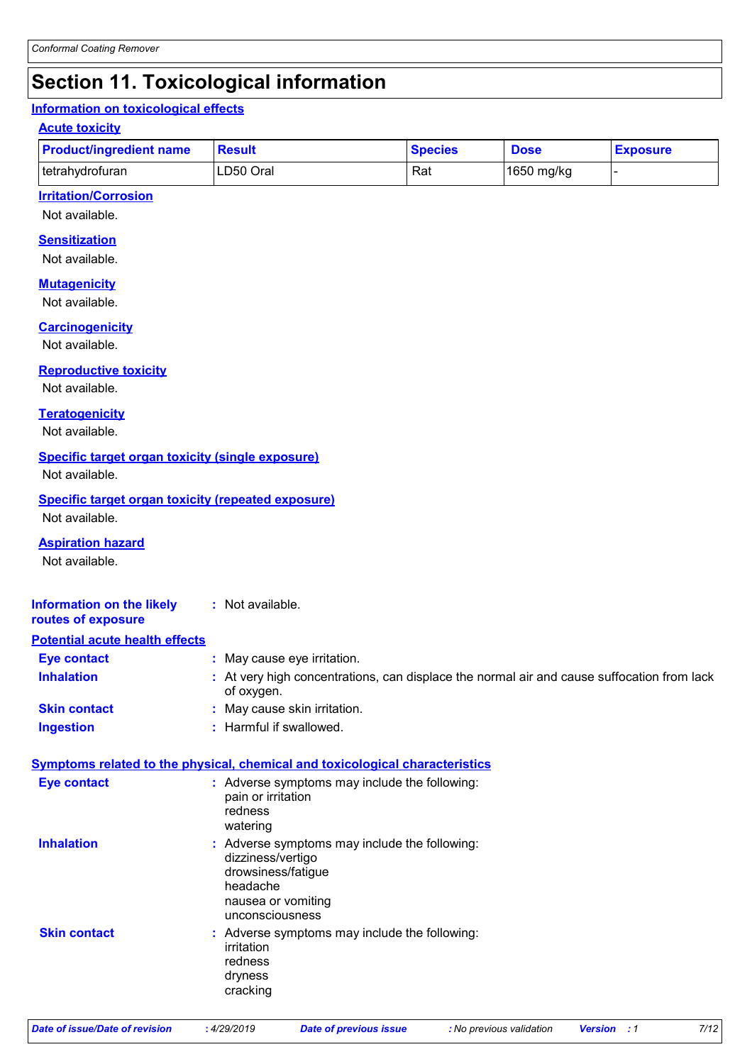# Section 11. Toxicological information

## Information on toxicological effects

### Acute toxicity

| Product/ingredient name | Result | Species | Dose | Exposure |
| --- | --- | --- | --- | --- |
| tetrahydrofuran | LD50 Oral | Rat | 1650 mg/kg | - |

### Irritation/Corrosion

Not available.

### Sensitization

Not available.

### Mutagenicity

Not available.

### Carcinogenicity

Not available.

### Reproductive toxicity

Not available.

### Teratogenicity

Not available.

### Specific target organ toxicity (single exposure)

Not available.

### Specific target organ toxicity (repeated exposure)

Not available.

### Aspiration hazard

Not available.

**Information on the likely routes of exposure** : Not available.

## Potential acute health effects

**Eye contact** : May cause eye irritation.

**Inhalation** : At very high concentrations, can displace the normal air and cause suffocation from lack of oxygen.

**Skin contact** : May cause skin irritation.

**Ingestion** : Harmful if swallowed.

## Symptoms related to the physical, chemical and toxicological characteristics

**Eye contact** : Adverse symptoms may include the following:
pain or irritation
redness
watering

**Inhalation** : Adverse symptoms may include the following:
dizziness/vertigo
drowsiness/fatigue
headache
nausea or vomiting
unconsciousness

**Skin contact** : Adverse symptoms may include the following:
irritation
redness
dryness
cracking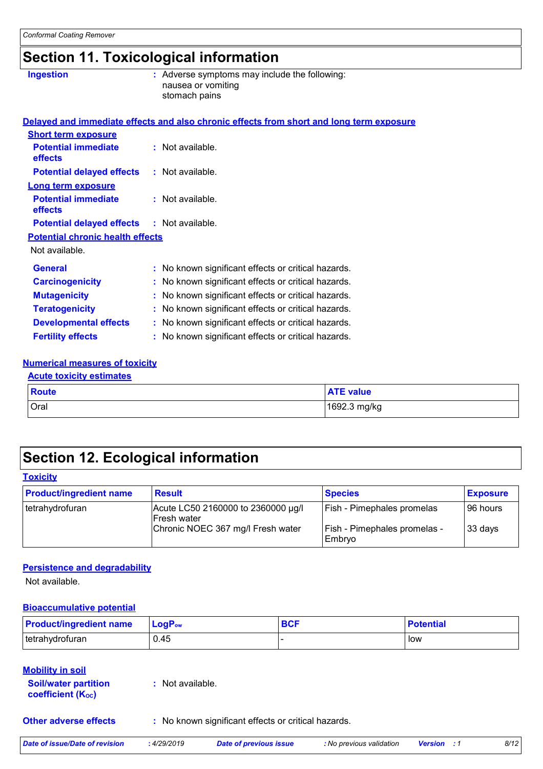# Section 11. Toxicological information

**Ingestion** : Adverse symptoms may include the following:
nausea or vomiting
stomach pains

**Delayed and immediate effects and also chronic effects from short and long term exposure**

**Short term exposure**

**Potential immediate effects** : Not available.

**Potential delayed effects** : Not available.

**Long term exposure**

**Potential immediate effects** : Not available.

**Potential delayed effects** : Not available.

**Potential chronic health effects**

Not available.

**General** : No known significant effects or critical hazards.

**Carcinogenicity** : No known significant effects or critical hazards.

**Mutagenicity** : No known significant effects or critical hazards.

**Teratogenicity** : No known significant effects or critical hazards.

**Developmental effects** : No known significant effects or critical hazards.

**Fertility effects** : No known significant effects or critical hazards.

**Numerical measures of toxicity**

**Acute toxicity estimates**

| Route | ATE value |
|---|---|
| Oral | 1692.3 mg/kg |

# Section 12. Ecological information

**Toxicity**

| Product/ingredient name | Result | Species | Exposure |
|---|---|---|---|
| tetrahydrofuran | Acute LC50 2160000 to 2360000 µg/l Fresh water | Fish - Pimephales promelas | 96 hours |
| | Chronic NOEC 367 mg/l Fresh water | Fish - Pimephales promelas - Embryo | 33 days |

**Persistence and degradability**

Not available.

**Bioaccumulative potential**

| Product/ingredient name | $LogP_{ow}$ | BCF | Potential |
|---|---|---|---|
| tetrahydrofuran | 0.45 | - | low |

**Mobility in soil**

**Soil/water partition coefficient ($K_{OC}$)** : Not available.

**Other adverse effects** : No known significant effects or critical hazards.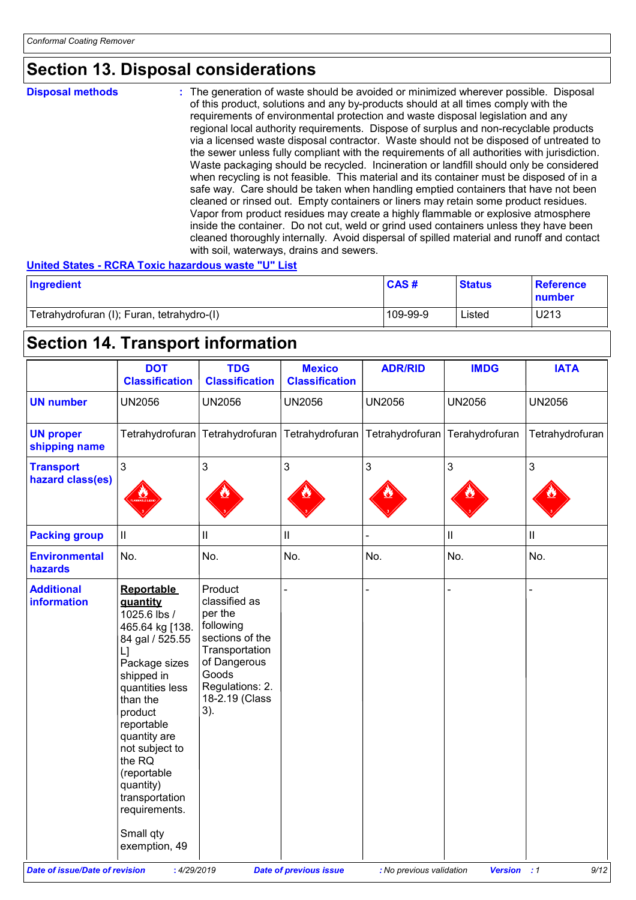## Section 13. Disposal considerations

**Disposal methods** : The generation of waste should be avoided or minimized wherever possible. Disposal of this product, solutions and any by-products should at all times comply with the requirements of environmental protection and waste disposal legislation and any regional local authority requirements. Dispose of surplus and non-recyclable products via a licensed waste disposal contractor. Waste should not be disposed of untreated to the sewer unless fully compliant with the requirements of all authorities with jurisdiction. Waste packaging should be recycled. Incineration or landfill should only be considered when recycling is not feasible. This material and its container must be disposed of in a safe way. Care should be taken when handling emptied containers that have not been cleaned or rinsed out. Empty containers or liners may retain some product residues. Vapor from product residues may create a highly flammable or explosive atmosphere inside the container. Do not cut, weld or grind used containers unless they have been cleaned thoroughly internally. Avoid dispersal of spilled material and runoff and contact with soil, waterways, drains and sewers.

**United States - RCRA Toxic hazardous waste "U" List**

| Ingredient | CAS # | Status | Reference number |
|---|---|---|---|
| Tetrahydrofuran (I); Furan, tetrahydro-(I) | 109-99-9 | Listed | U213 |

## Section 14. Transport information

| | DOT Classification | TDG Classification | Mexico Classification | ADR/RID | IMDG | IATA |
|---|---|---|---|---|---|---|
| **UN number** | UN2056 | UN2056 | UN2056 | UN2056 | UN2056 | UN2056 |
| **UN proper shipping name** | Tetrahydrofuran | Tetrahydrofuran | Tetrahydrofuran | Tetrahydrofuran | Terahydrofuran | Tetrahydrofuran |
| **Transport hazard class(es)** | 3 | 3 | 3 | 3 | 3 | 3 |
| **Packing group** | II | II | II | - | II | II |
| **Environmental hazards** | No. | No. | No. | No. | No. | No. |
| **Additional information** | **Reportable quantity** 1025.6 lbs / 465.64 kg [138.84 gal / 525.55 L] Package sizes shipped in quantities less than the product reportable quantity are not subject to the RQ (reportable quantity) transportation requirements. Small qty exemption, 49 | Product classified as per the following sections of the Transportation of Dangerous Goods Regulations: 2.18-2.19 (Class 3). | - | - | - | - |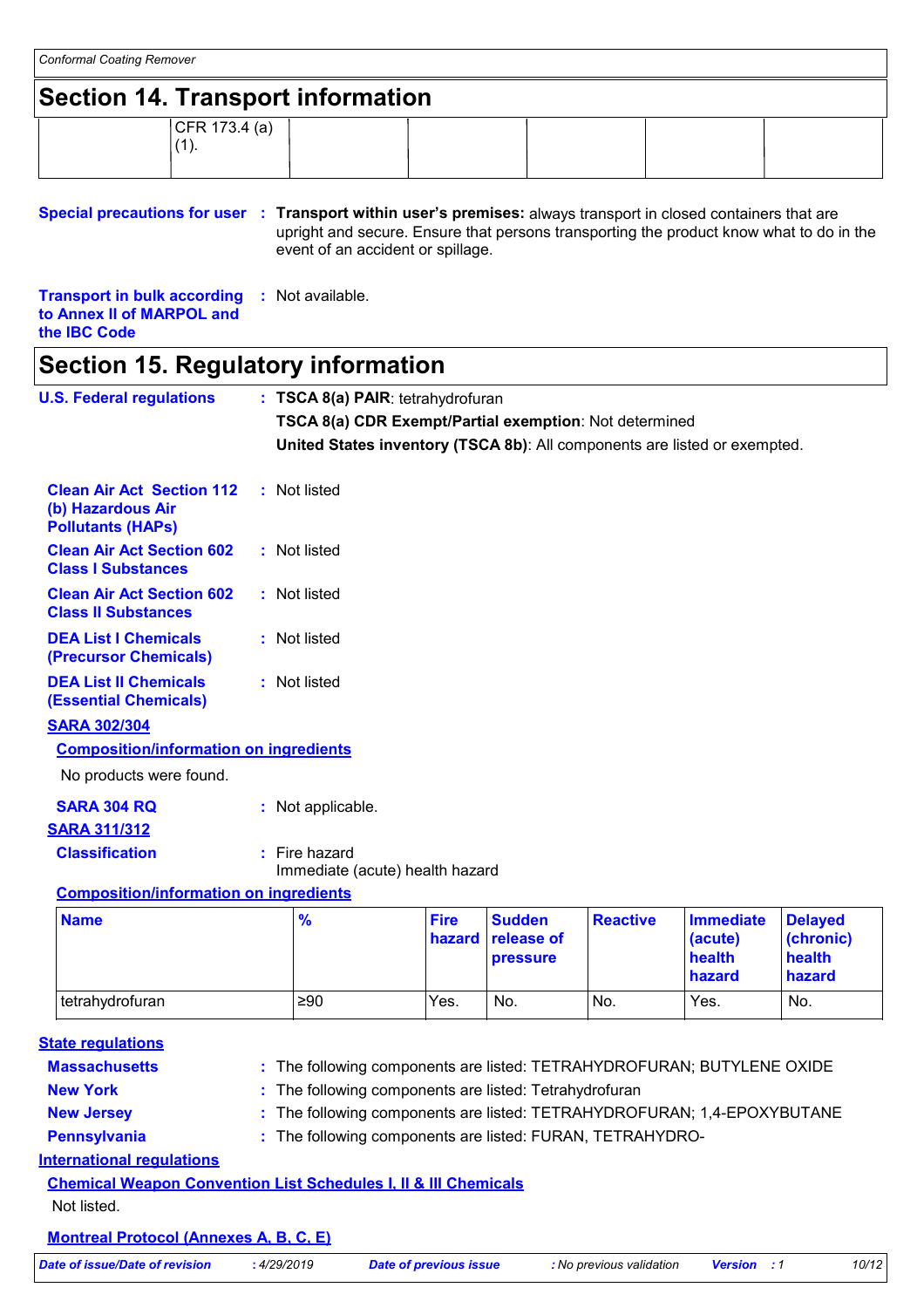## Section 14. Transport information

| | CFR 173.4 (a) (1). | | | | | |
|---|---|---|---|---|---|---|

**Special precautions for user** : **Transport within user's premises:** always transport in closed containers that are upright and secure. Ensure that persons transporting the product know what to do in the event of an accident or spillage.

**Transport in bulk according to Annex II of MARPOL and the IBC Code** : Not available.

## Section 15. Regulatory information

**U.S. Federal regulations** : **TSCA 8(a) PAIR**: tetrahydrofuran

**TSCA 8(a) CDR Exempt/Partial exemption**: Not determined

**United States inventory (TSCA 8b)**: All components are listed or exempted.

**Clean Air Act Section 112 (b) Hazardous Air Pollutants (HAPs)** : Not listed

**Clean Air Act Section 602 Class I Substances** : Not listed

**Clean Air Act Section 602 Class II Substances** : Not listed

**DEA List I Chemicals (Precursor Chemicals)** : Not listed

**DEA List II Chemicals (Essential Chemicals)** : Not listed

**SARA 302/304**

**Composition/information on ingredients**

No products were found.

**SARA 304 RQ** : Not applicable.

**SARA 311/312**

**Classification** : Fire hazard
Immediate (acute) health hazard

**Composition/information on ingredients**

| Name | % | Fire hazard | Sudden release of pressure | Reactive | Immediate (acute) health hazard | Delayed (chronic) health hazard |
|---|---|---|---|---|---|---|
| tetrahydrofuran | ≥90 | Yes. | No. | No. | Yes. | No. |

**State regulations**

**Massachusetts** : The following components are listed: TETRAHYDROFURAN; BUTYLENE OXIDE

**New York** : The following components are listed: Tetrahydrofuran

**New Jersey** : The following components are listed: TETRAHYDROFURAN; 1,4-EPOXYBUTANE

**Pennsylvania** : The following components are listed: FURAN, TETRAHYDRO-

**International regulations**

**Chemical Weapon Convention List Schedules I, II & III Chemicals**

Not listed.

**Montreal Protocol (Annexes A, B, C, E)**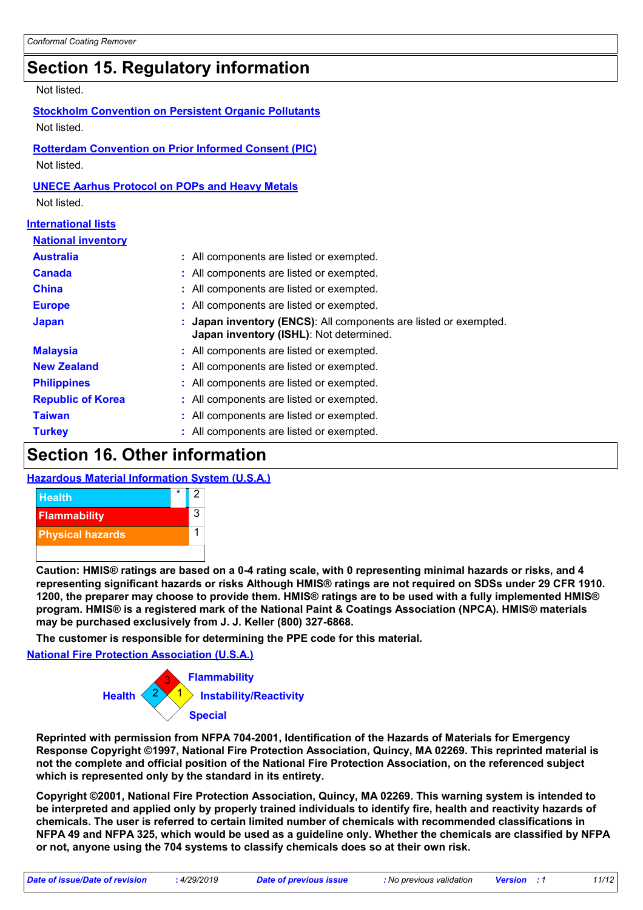## Section 15. Regulatory information

Not listed.

**Stockholm Convention on Persistent Organic Pollutants**

Not listed.

**Rotterdam Convention on Prior Informed Consent (PIC)**

Not listed.

**UNECE Aarhus Protocol on POPs and Heavy Metals**

Not listed.

**International lists**

**National inventory**

| | |
|---|---|
| **Australia** | : All components are listed or exempted. |
| **Canada** | : All components are listed or exempted. |
| **China** | : All components are listed or exempted. |
| **Europe** | : All components are listed or exempted. |
| **Japan** | : **Japan inventory (ENCS)**: All components are listed or exempted. **Japan inventory (ISHL)**: Not determined. |
| **Malaysia** | : All components are listed or exempted. |
| **New Zealand** | : All components are listed or exempted. |
| **Philippines** | : All components are listed or exempted. |
| **Republic of Korea** | : All components are listed or exempted. |
| **Taiwan** | : All components are listed or exempted. |
| **Turkey** | : All components are listed or exempted. |

## Section 16. Other information

**Hazardous Material Information System (U.S.A.)**

| | | |
|---|---|---|
| Health | * | 2 |
| Flammability | | 3 |
| Physical hazards | | 1 |
| | | |

**Caution: HMIS® ratings are based on a 0-4 rating scale, with 0 representing minimal hazards or risks, and 4 representing significant hazards or risks Although HMIS® ratings are not required on SDSs under 29 CFR 1910. 1200, the preparer may choose to provide them. HMIS® ratings are to be used with a fully implemented HMIS® program. HMIS® is a registered mark of the National Paint & Coatings Association (NPCA). HMIS® materials may be purchased exclusively from J. J. Keller (800) 327-6868.**

**The customer is responsible for determining the PPE code for this material.**

**National Fire Protection Association (U.S.A.)**

| | |
|---|---|
| Health | 2 |
| Flammability | 3 |
| Instability/Reactivity | 1 |
| Special | |

**Reprinted with permission from NFPA 704-2001, Identification of the Hazards of Materials for Emergency Response Copyright ©1997, National Fire Protection Association, Quincy, MA 02269. This reprinted material is not the complete and official position of the National Fire Protection Association, on the referenced subject which is represented only by the standard in its entirety.**

**Copyright ©2001, National Fire Protection Association, Quincy, MA 02269. This warning system is intended to be interpreted and applied only by properly trained individuals to identify fire, health and reactivity hazards of chemicals. The user is referred to certain limited number of chemicals with recommended classifications in NFPA 49 and NFPA 325, which would be used as a guideline only. Whether the chemicals are classified by NFPA or not, anyone using the 704 systems to classify chemicals does so at their own risk.**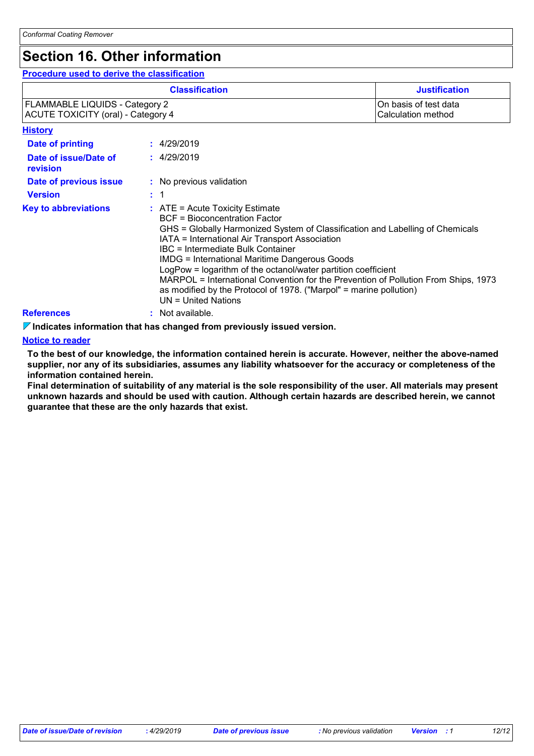# Section 16. Other information

**Procedure used to derive the classification**

| Classification | Justification |
| --- | --- |
| FLAMMABLE LIQUIDS - Category 2<br>ACUTE TOXICITY (oral) - Category 4 | On basis of test data<br>Calculation method |

**History**

**Date of printing** : 4/29/2019

**Date of issue/Date of revision** : 4/29/2019

**Date of previous issue** : No previous validation

**Version** : 1

**Key to abbreviations** :
ATE = Acute Toxicity Estimate
BCF = Bioconcentration Factor
GHS = Globally Harmonized System of Classification and Labelling of Chemicals
IATA = International Air Transport Association
IBC = Intermediate Bulk Container
IMDG = International Maritime Dangerous Goods
LogPow = logarithm of the octanol/water partition coefficient
MARPOL = International Convention for the Prevention of Pollution From Ships, 1973 as modified by the Protocol of 1978. ("Marpol" = marine pollution)
UN = United Nations

**References** : Not available.

**Indicates information that has changed from previously issued version.**

**Notice to reader**

**To the best of our knowledge, the information contained herein is accurate. However, neither the above-named supplier, nor any of its subsidiaries, assumes any liability whatsoever for the accuracy or completeness of the information contained herein.**

**Final determination of suitability of any material is the sole responsibility of the user. All materials may present unknown hazards and should be used with caution. Although certain hazards are described herein, we cannot guarantee that these are the only hazards that exist.**